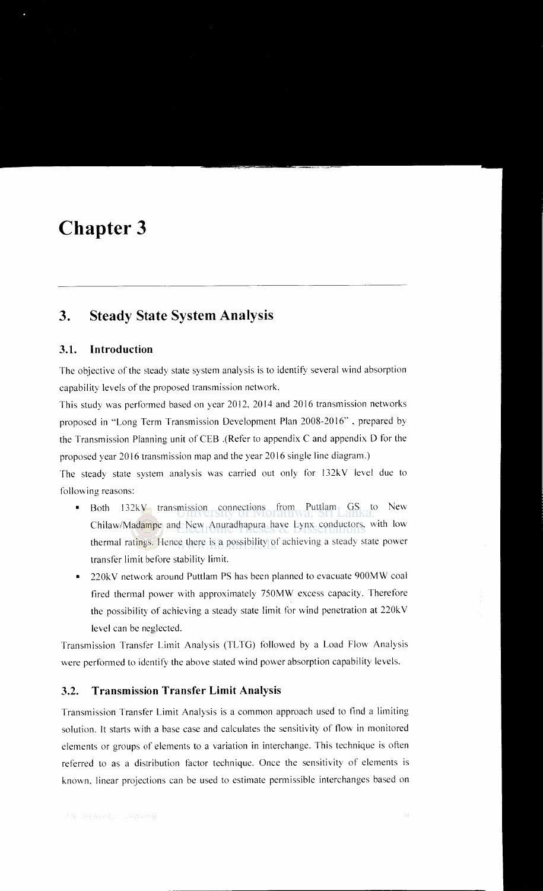# Chapter 3

## 3. Steady State System Analysis

### 3.1. Introduction

The objective of the steady state system analysis is to identify several wind absorption capability levels of the proposed transmission network.

This study was performed based on year 2012, 2014 and 2016 transmission networks proposed in "Long Term Transmission Development Plan 2008-2016" , prepared by the Transmission Planning unit of CEB .(Refer to appendix C and appendix D for the proposed year 2016 transmission map and the year 2016 single line diagram.)

The steady state system analysis was carried out only for 132kV level due to following reasons:

- Both 132kV transmission connections from Puttlam GS to New Chilaw/Madampe and New Anuradhapura have Lynx conductors, with low thermal ratings. Hence there is a possibility of achieving a steady state power transfer limit before stability limit.
- 220kV network around Puttlam PS has been planned to evacuate 900MW coal fired thermal power with approximately 750MW excess capacity. Therefore the possibility of achieving a steady state limit for wind penetration at 220kV level can be neglected.

Transmission Transfer Limit Analysis (TLTG) followed by a Load Flow Analysis were performed to identify the above stated wind power absorption capability levels.

### 3.2. Transmission Transfer Limit Analysis

Transmission Transfer Limit Analysis is a common approach used to find a limiting solution. It starts with a base case and calculates the sensitivity of flow in monitored elements or groups of elements to a variation in interchange. This technique is often referred to as a distribution factor technique. Once the sensitivity of elements is known, linear projections can be used to estimate permissible interchanges based on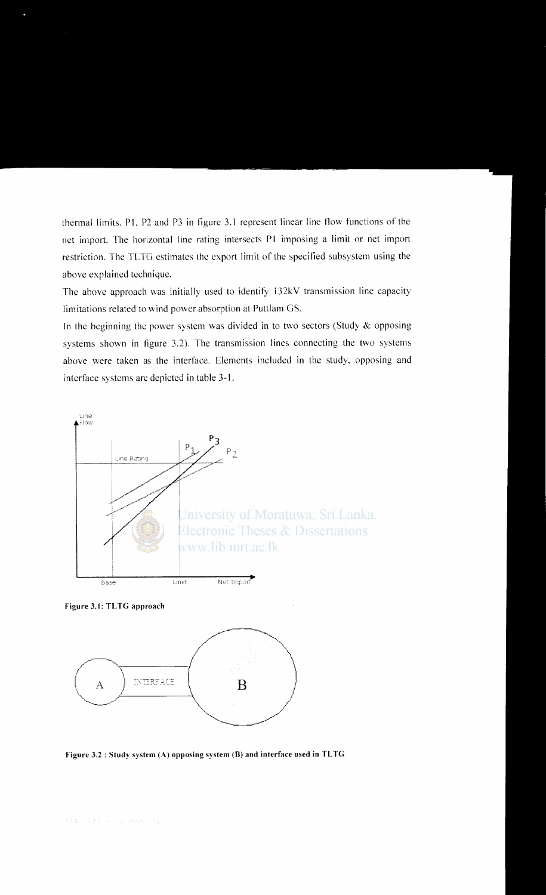thermal limits. P1, P2 and P3 in figure 3.1 represent linear line flow functions of the net import. The horizontal line rating intersects P1 imposing a limit or net import restriction. The TLTG estimates the export limit of the specified subsystem using the above explained technique.

The above approach was initially used to identify 132kV transmission line capacity limitations related to wind power absorption at Puttlam GS.

In the beginning the power system was divided in to two sectors (Study & opposing systems shown in figure 3.2). The transmission lines connecting the two systems above were taken as the interface. Elements included in the study, opposing and interface systems are depicted in table 3-1.

**Figure 3.1: TLTG approach**

**Figure 3.2 : Study system (A) opposing system (B) and interface used in TLTG**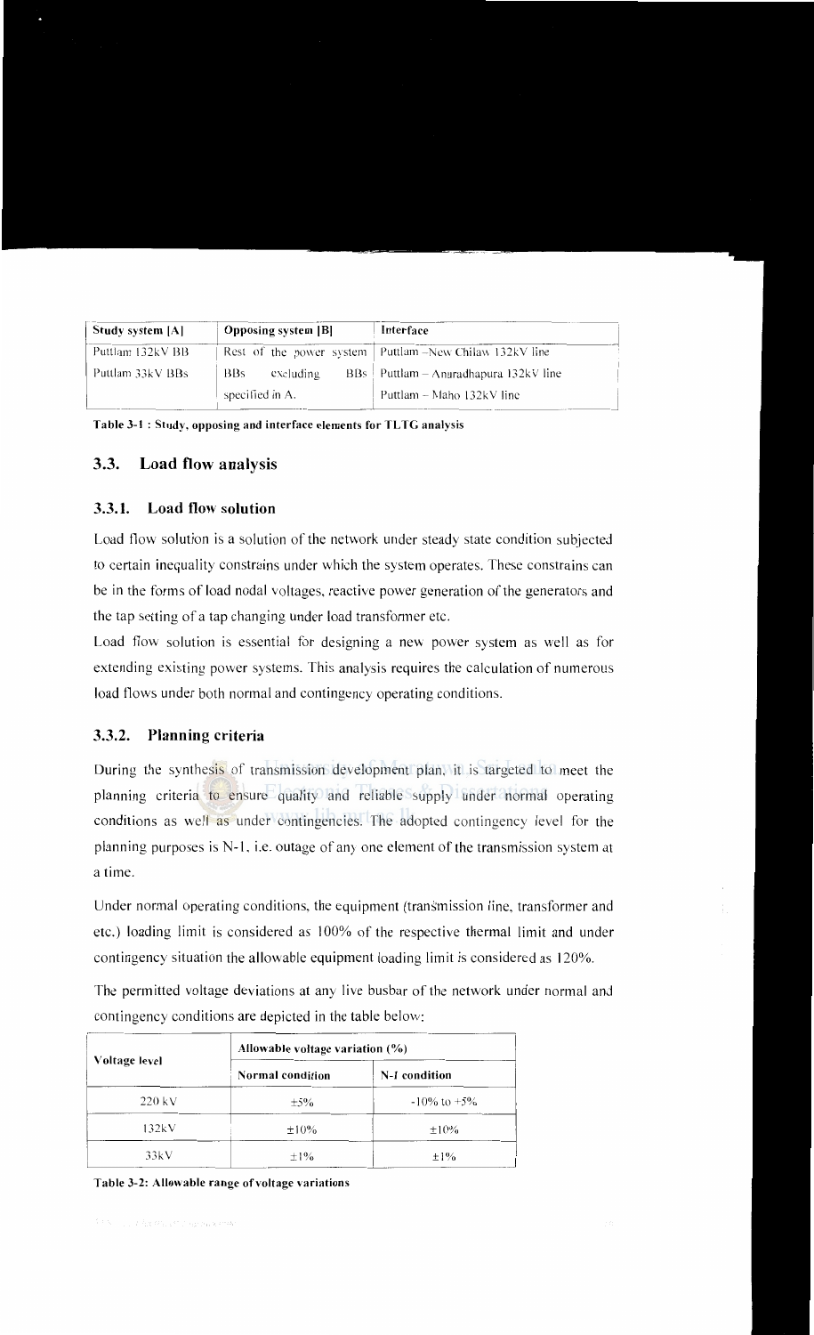| Study system [A] | Opposing system [B] | Interface |
|---|---|---|
| Puttlam 132kV BB | Rest of the power system | Puttlam –New Chilaw 132kV line |
| Puttlam 33kV BBs | BBs excluding BBs specified in A. | Puttlam – Anuradhapura 132kV line |
| | | Puttlam – Maho 132kV line |

**Table 3-1 : Study, opposing and interface elements for TLTG analysis**

## 3.3. Load flow analysis

### 3.3.1. Load flow solution

Load flow solution is a solution of the network under steady state condition subjected to certain inequality constrains under which the system operates. These constrains can be in the forms of load nodal voltages, reactive power generation of the generators and the tap setting of a tap changing under load transformer etc.

Load flow solution is essential for designing a new power system as well as for extending existing power systems. This analysis requires the calculation of numerous load flows under both normal and contingency operating conditions.

### 3.3.2. Planning criteria

During the synthesis of transmission development plan, it is targeted to meet the planning criteria to ensure quality and reliable supply under normal operating conditions as well as under contingencies. The adopted contingency level for the planning purposes is N-1, i.e. outage of any one element of the transmission system at a time.

Under normal operating conditions, the equipment (transmission line, transformer and etc.) loading limit is considered as 100% of the respective thermal limit and under contingency situation the allowable equipment loading limit is considered as 120%.

The permitted voltage deviations at any live busbar of the network under normal and contingency conditions are depicted in the table below:

| Voltage level | Allowable voltage variation (%) | |
|---|---|---|
| | Normal condition | N-1 condition |
| 220 kV | ±5% | -10% to +5% |
| 132kV | ±10% | ±10% |
| 33kV | ±1% | ±1% |

**Table 3-2: Allowable range of voltage variations**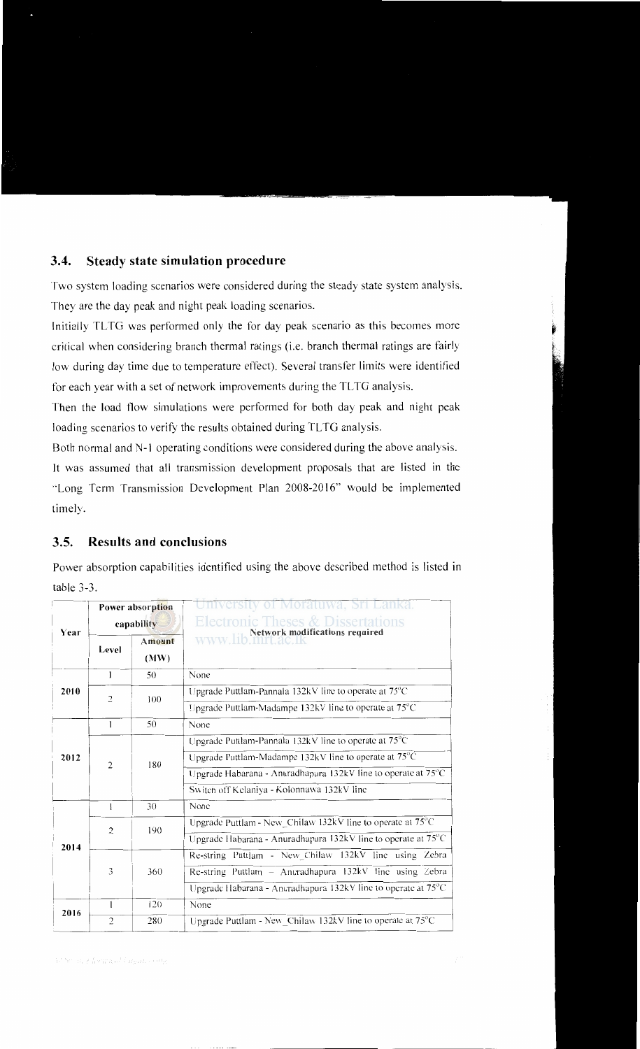## 3.4. Steady state simulation procedure

Two system loading scenarios were considered during the steady state system analysis. They are the day peak and night peak loading scenarios.

Initially TLTG was performed only the for day peak scenario as this becomes more critical when considering branch thermal ratings (i.e. branch thermal ratings are fairly low during day time due to temperature effect). Several transfer limits were identified for each year with a set of network improvements during the TLTG analysis.

Then the load flow simulations were performed for both day peak and night peak loading scenarios to verify the results obtained during TLTG analysis.

Both normal and N-1 operating conditions were considered during the above analysis.

It was assumed that all transmission development proposals that are listed in the "Long Term Transmission Development Plan 2008-2016" would be implemented timely.

## 3.5. Results and conclusions

Power absorption capabilities identified using the above described method is listed in table 3-3.

| Year | Power absorption capability | | Network modifications required |
|---|---|---|---|
| | Level | Amount (MW) | |
| 2010 | 1 | 50 | None |
| | 2 | 100 | Upgrade Puttlam-Pannala 132kV line to operate at 75°C |
| | | | Upgrade Puttlam-Madampe 132kV line to operate at 75°C |
| 2012 | 1 | 50 | None |
| | 2 | 180 | Upgrade Puttlam-Pannala 132kV line to operate at 75°C |
| | | | Upgrade Puttlam-Madampe 132kV line to operate at 75°C |
| | | | Upgrade Habarana - Anuradhapura 132kV line to operate at 75°C |
| | | | Switch off Kelaniya - Kolonnawa 132kV line |
| 2014 | 1 | 30 | None |
| | 2 | 190 | Upgrade Puttlam - New_Chilaw 132kV line to operate at 75°C |
| | | | Upgrade Habarana - Anuradhapura 132kV line to operate at 75°C |
| | 3 | 360 | Re-string Puttlam - New_Chilaw 132kV line using Zebra |
| | | | Re-string Puttlam – Anuradhapura 132kV line using Zebra |
| | | | Upgrade Habarana - Anuradhapura 132kV line to operate at 75°C |
| 2016 | 1 | 120 | None |
| | 2 | 280 | Upgrade Puttlam - New_Chilaw 132kV line to operate at 75°C |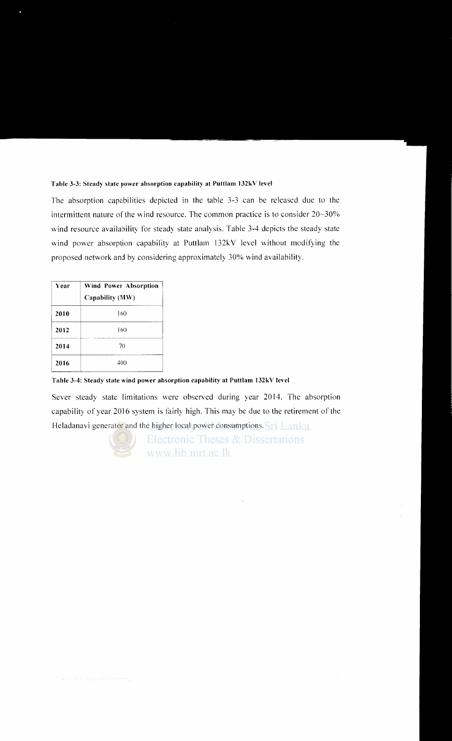**Table 3-3: Steady state power absorption capability at Puttlam 132kV level**

The absorption capabilities depicted in the table 3-3 can be released due to the intermittent nature of the wind resource. The common practice is to consider 20~30% wind resource availability for steady state analysis. Table 3-4 depicts the steady state wind power absorption capability at Puttlam 132kV level without modifying the proposed network and by considering approximately 30% wind availability.

| Year | Wind Power Absorption Capability (MW) |
|---|---|
| 2010 | 160 |
| 2012 | 160 |
| 2014 | 70 |
| 2016 | 400 |

**Table 3-4: Steady state wind power absorption capability at Puttlam 132kV level**

Sever steady state limitations were observed during year 2014. The absorption capability of year 2016 system is fairly high. This may be due to the retirement of the Heladanavi generator and the higher local power consumptions.